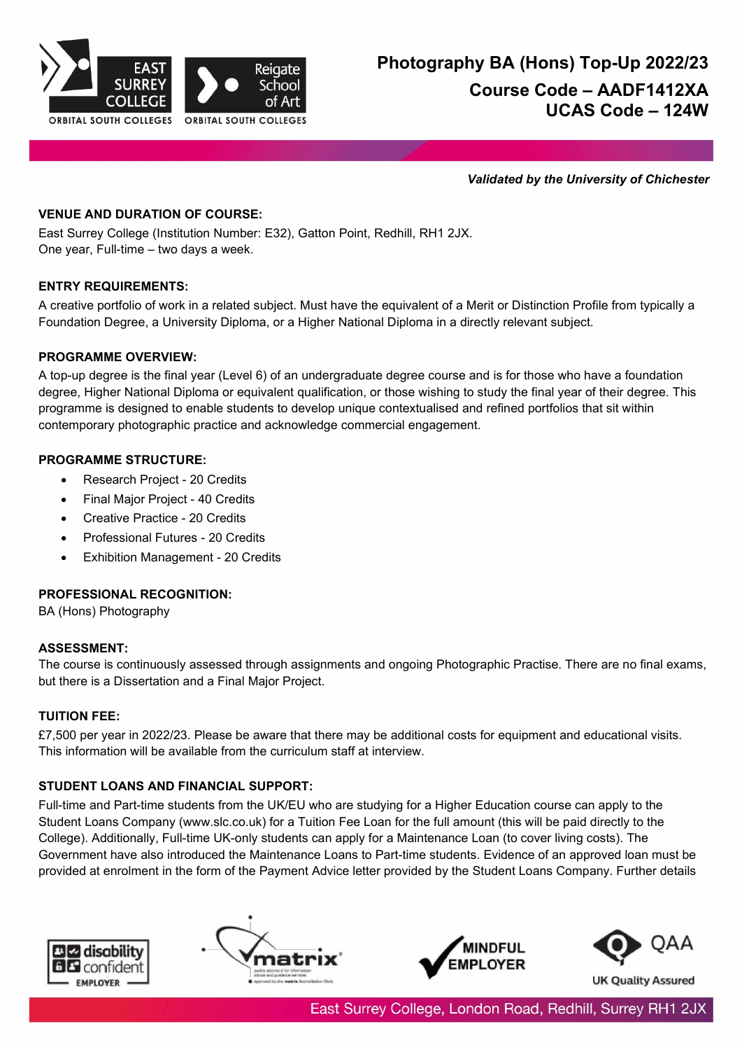# Photography BA (Hons) Top-Up 2022/23

## Course Code – AADF1412XA
## UCAS Code – 124W

***Validated by the University of Chichester***

**VENUE AND DURATION OF COURSE:**

East Surrey College (Institution Number: E32), Gatton Point, Redhill, RH1 2JX.
One year, Full-time – two days a week.

**ENTRY REQUIREMENTS:**

A creative portfolio of work in a related subject. Must have the equivalent of a Merit or Distinction Profile from typically a Foundation Degree, a University Diploma, or a Higher National Diploma in a directly relevant subject.

**PROGRAMME OVERVIEW:**

A top-up degree is the final year (Level 6) of an undergraduate degree course and is for those who have a foundation degree, Higher National Diploma or equivalent qualification, or those wishing to study the final year of their degree. This programme is designed to enable students to develop unique contextualised and refined portfolios that sit within contemporary photographic practice and acknowledge commercial engagement.

**PROGRAMME STRUCTURE:**

- Research Project - 20 Credits
- Final Major Project - 40 Credits
- Creative Practice - 20 Credits
- Professional Futures - 20 Credits
- Exhibition Management - 20 Credits

**PROFESSIONAL RECOGNITION:**

BA (Hons) Photography

**ASSESSMENT:**

The course is continuously assessed through assignments and ongoing Photographic Practise. There are no final exams, but there is a Dissertation and a Final Major Project.

**TUITION FEE:**

£7,500 per year in 2022/23. Please be aware that there may be additional costs for equipment and educational visits. This information will be available from the curriculum staff at interview.

**STUDENT LOANS AND FINANCIAL SUPPORT:**

Full-time and Part-time students from the UK/EU who are studying for a Higher Education course can apply to the Student Loans Company (www.slc.co.uk) for a Tuition Fee Loan for the full amount (this will be paid directly to the College). Additionally, Full-time UK-only students can apply for a Maintenance Loan (to cover living costs). The Government have also introduced the Maintenance Loans to Part-time students. Evidence of an approved loan must be provided at enrolment in the form of the Payment Advice letter provided by the Student Loans Company. Further details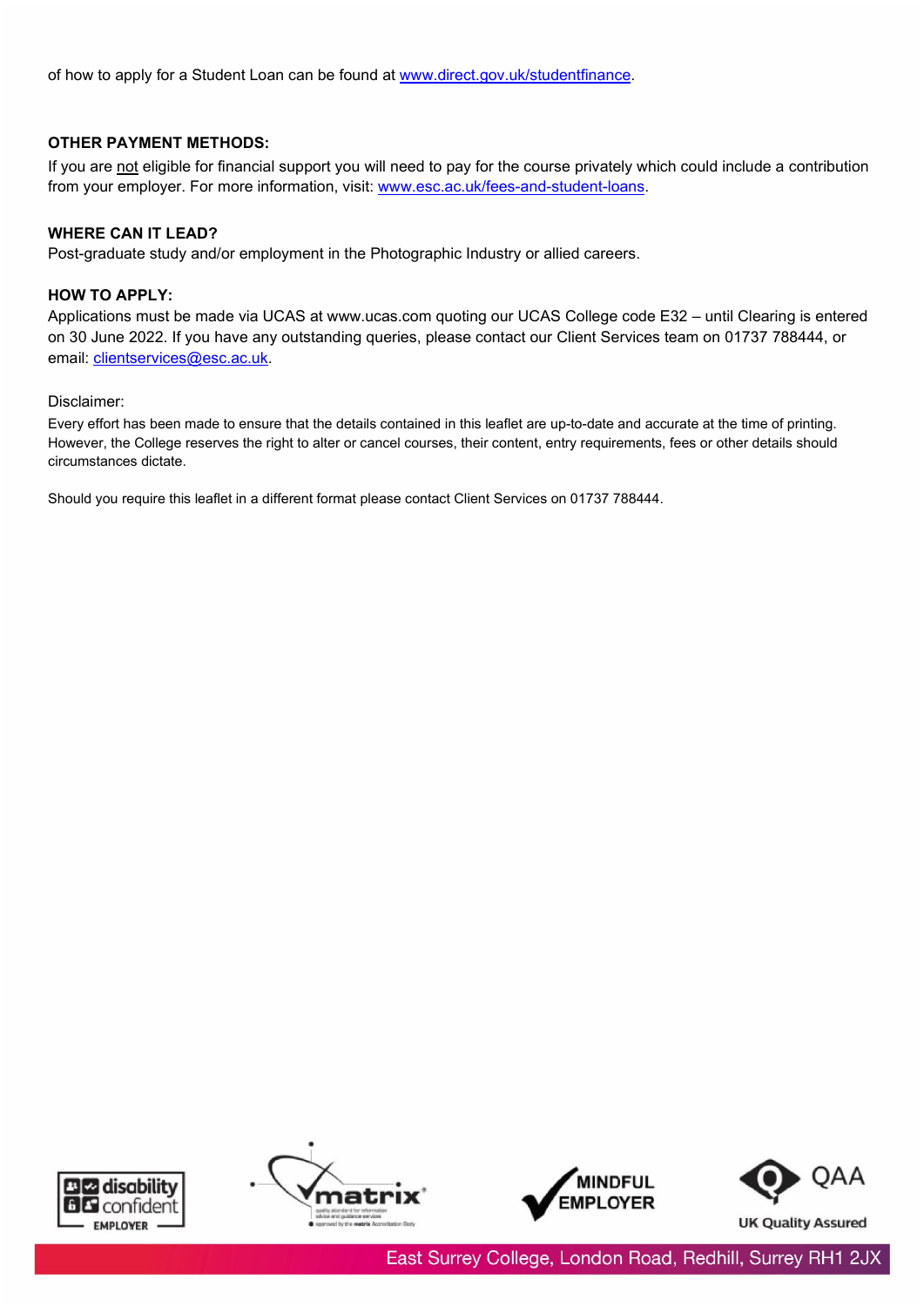of how to apply for a Student Loan can be found at www.direct.gov.uk/studentfinance.

**OTHER PAYMENT METHODS:**

If you are not eligible for financial support you will need to pay for the course privately which could include a contribution from your employer. For more information, visit: www.esc.ac.uk/fees-and-student-loans.

**WHERE CAN IT LEAD?**

Post-graduate study and/or employment in the Photographic Industry or allied careers.

**HOW TO APPLY:**

Applications must be made via UCAS at www.ucas.com quoting our UCAS College code E32 – until Clearing is entered on 30 June 2022. If you have any outstanding queries, please contact our Client Services team on 01737 788444, or email: clientservices@esc.ac.uk.

Disclaimer:

Every effort has been made to ensure that the details contained in this leaflet are up-to-date and accurate at the time of printing. However, the College reserves the right to alter or cancel courses, their content, entry requirements, fees or other details should circumstances dictate.

Should you require this leaflet in a different format please contact Client Services on 01737 788444.

disability confident EMPLOYER

matrix

MINDFUL EMPLOYER

QAA UK Quality Assured

East Surrey College, London Road, Redhill, Surrey RH1 2JX